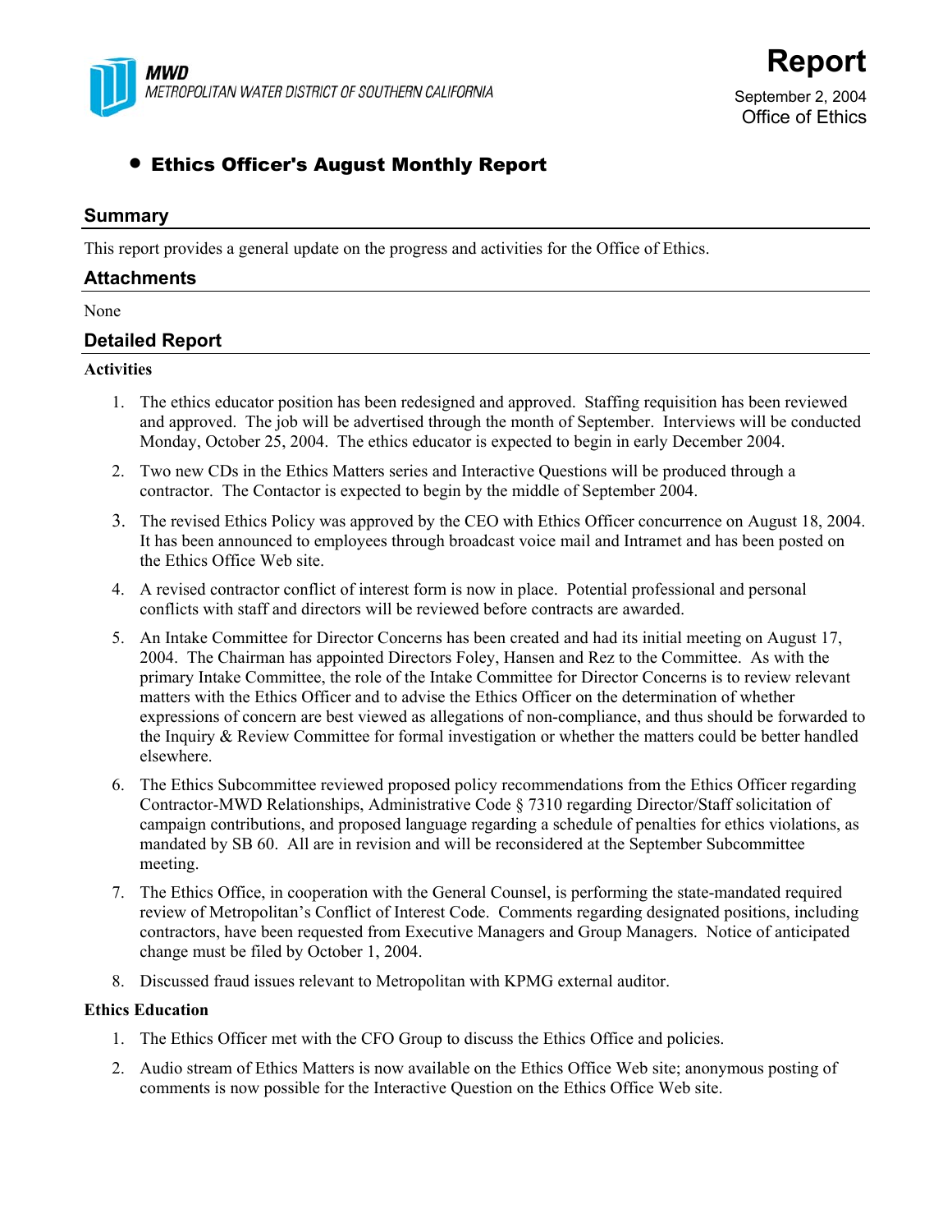**MWD**
*METROPOLITAN WATER DISTRICT OF SOUTHERN CALIFORNIA*

# Report

September 2, 2004
Office of Ethics

## • Ethics Officer's August Monthly Report

## Summary

This report provides a general update on the progress and activities for the Office of Ethics.

## Attachments

None

## Detailed Report

### Activities

1. The ethics educator position has been redesigned and approved. Staffing requisition has been reviewed and approved. The job will be advertised through the month of September. Interviews will be conducted Monday, October 25, 2004. The ethics educator is expected to begin in early December 2004.
2. Two new CDs in the Ethics Matters series and Interactive Questions will be produced through a contractor. The Contactor is expected to begin by the middle of September 2004.
3. The revised Ethics Policy was approved by the CEO with Ethics Officer concurrence on August 18, 2004. It has been announced to employees through broadcast voice mail and Intramet and has been posted on the Ethics Office Web site.
4. A revised contractor conflict of interest form is now in place. Potential professional and personal conflicts with staff and directors will be reviewed before contracts are awarded.
5. An Intake Committee for Director Concerns has been created and had its initial meeting on August 17, 2004. The Chairman has appointed Directors Foley, Hansen and Rez to the Committee. As with the primary Intake Committee, the role of the Intake Committee for Director Concerns is to review relevant matters with the Ethics Officer and to advise the Ethics Officer on the determination of whether expressions of concern are best viewed as allegations of non-compliance, and thus should be forwarded to the Inquiry & Review Committee for formal investigation or whether the matters could be better handled elsewhere.
6. The Ethics Subcommittee reviewed proposed policy recommendations from the Ethics Officer regarding Contractor-MWD Relationships, Administrative Code § 7310 regarding Director/Staff solicitation of campaign contributions, and proposed language regarding a schedule of penalties for ethics violations, as mandated by SB 60. All are in revision and will be reconsidered at the September Subcommittee meeting.
7. The Ethics Office, in cooperation with the General Counsel, is performing the state-mandated required review of Metropolitan's Conflict of Interest Code. Comments regarding designated positions, including contractors, have been requested from Executive Managers and Group Managers. Notice of anticipated change must be filed by October 1, 2004.
8. Discussed fraud issues relevant to Metropolitan with KPMG external auditor.

### Ethics Education

1. The Ethics Officer met with the CFO Group to discuss the Ethics Office and policies.
2. Audio stream of Ethics Matters is now available on the Ethics Office Web site; anonymous posting of comments is now possible for the Interactive Question on the Ethics Office Web site.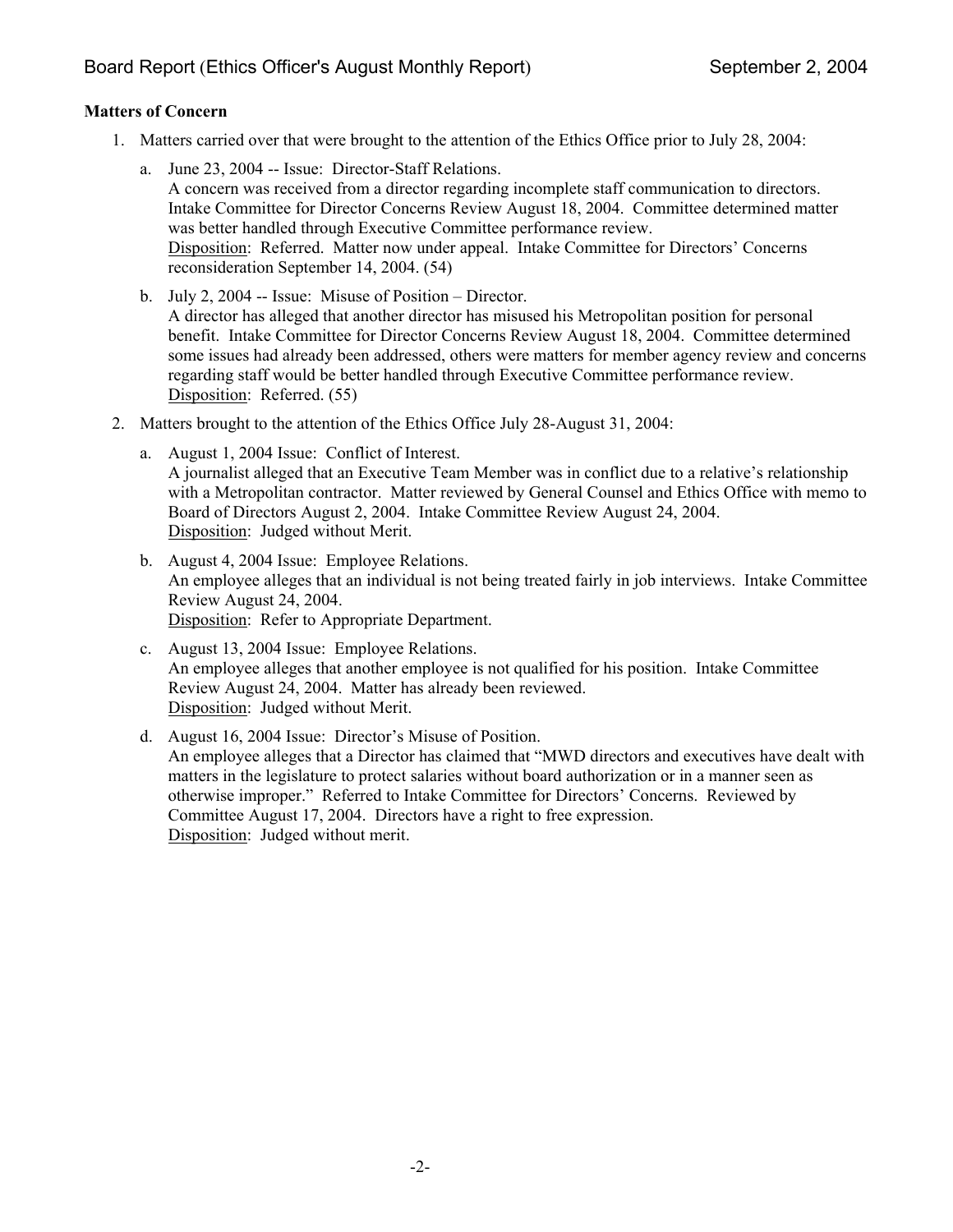**Matters of Concern**

1. Matters carried over that were brought to the attention of the Ethics Office prior to July 28, 2004:

   a. June 23, 2004 -- Issue: Director-Staff Relations.
   A concern was received from a director regarding incomplete staff communication to directors. Intake Committee for Director Concerns Review August 18, 2004. Committee determined matter was better handled through Executive Committee performance review.
   Disposition: Referred. Matter now under appeal. Intake Committee for Directors' Concerns reconsideration September 14, 2004. (54)

   b. July 2, 2004 -- Issue: Misuse of Position – Director.
   A director has alleged that another director has misused his Metropolitan position for personal benefit. Intake Committee for Director Concerns Review August 18, 2004. Committee determined some issues had already been addressed, others were matters for member agency review and concerns regarding staff would be better handled through Executive Committee performance review.
   Disposition: Referred. (55)

2. Matters brought to the attention of the Ethics Office July 28-August 31, 2004:

   a. August 1, 2004 Issue: Conflict of Interest.
   A journalist alleged that an Executive Team Member was in conflict due to a relative's relationship with a Metropolitan contractor. Matter reviewed by General Counsel and Ethics Office with memo to Board of Directors August 2, 2004. Intake Committee Review August 24, 2004.
   Disposition: Judged without Merit.

   b. August 4, 2004 Issue: Employee Relations.
   An employee alleges that an individual is not being treated fairly in job interviews. Intake Committee Review August 24, 2004.
   Disposition: Refer to Appropriate Department.

   c. August 13, 2004 Issue: Employee Relations.
   An employee alleges that another employee is not qualified for his position. Intake Committee Review August 24, 2004. Matter has already been reviewed.
   Disposition: Judged without Merit.

   d. August 16, 2004 Issue: Director's Misuse of Position.
   An employee alleges that a Director has claimed that "MWD directors and executives have dealt with matters in the legislature to protect salaries without board authorization or in a manner seen as otherwise improper." Referred to Intake Committee for Directors' Concerns. Reviewed by Committee August 17, 2004. Directors have a right to free expression.
   Disposition: Judged without merit.